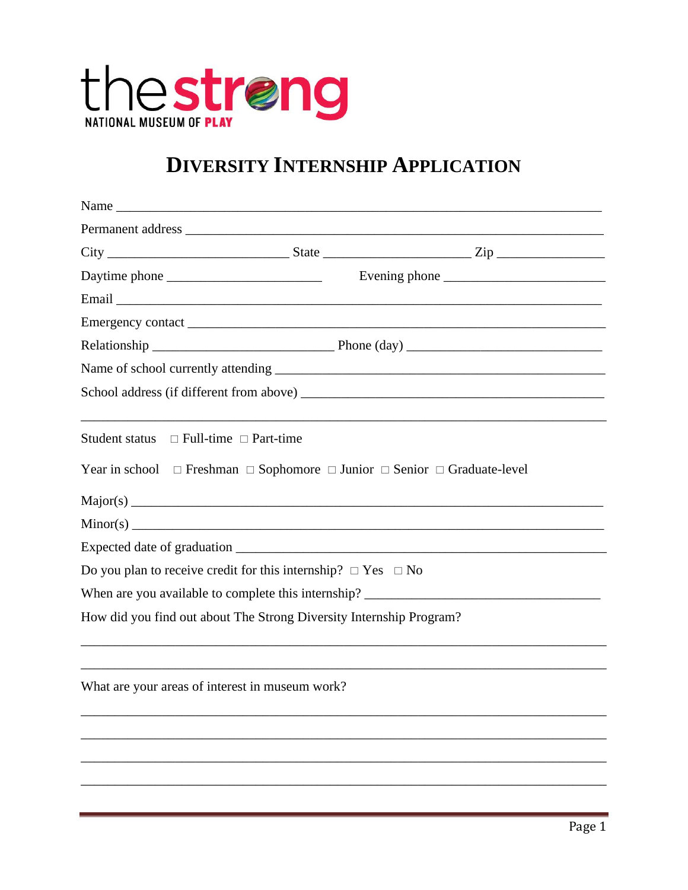the strong
NATIONAL MUSEUM OF PLAY

# DIVERSITY INTERNSHIP APPLICATION

Name ___________________________________________________________________________

Permanent address ______________________________________________________________

City __________________________ State _____________________ Zip _______________

Daytime phone _______________________ Evening phone _______________________

Email ___________________________________________________________________________

Emergency contact _______________________________________________________________

Relationship __________________________ Phone (day) _____________________________

Name of school currently attending ______________________________________________

School address (if different from above) ________________________________________

_________________________________________________________________________________

Student status □ Full-time □ Part-time

Year in school □ Freshman □ Sophomore □ Junior □ Senior □ Graduate-level

Major(s) ________________________________________________________________________

Minor(s) ________________________________________________________________________

Expected date of graduation _____________________________________________________

Do you plan to receive credit for this internship? □ Yes □ No

When are you available to complete this internship? ____________________________

How did you find out about The Strong Diversity Internship Program?

_________________________________________________________________________________

_________________________________________________________________________________

What are your areas of interest in museum work?

_________________________________________________________________________________

_________________________________________________________________________________

_________________________________________________________________________________

_________________________________________________________________________________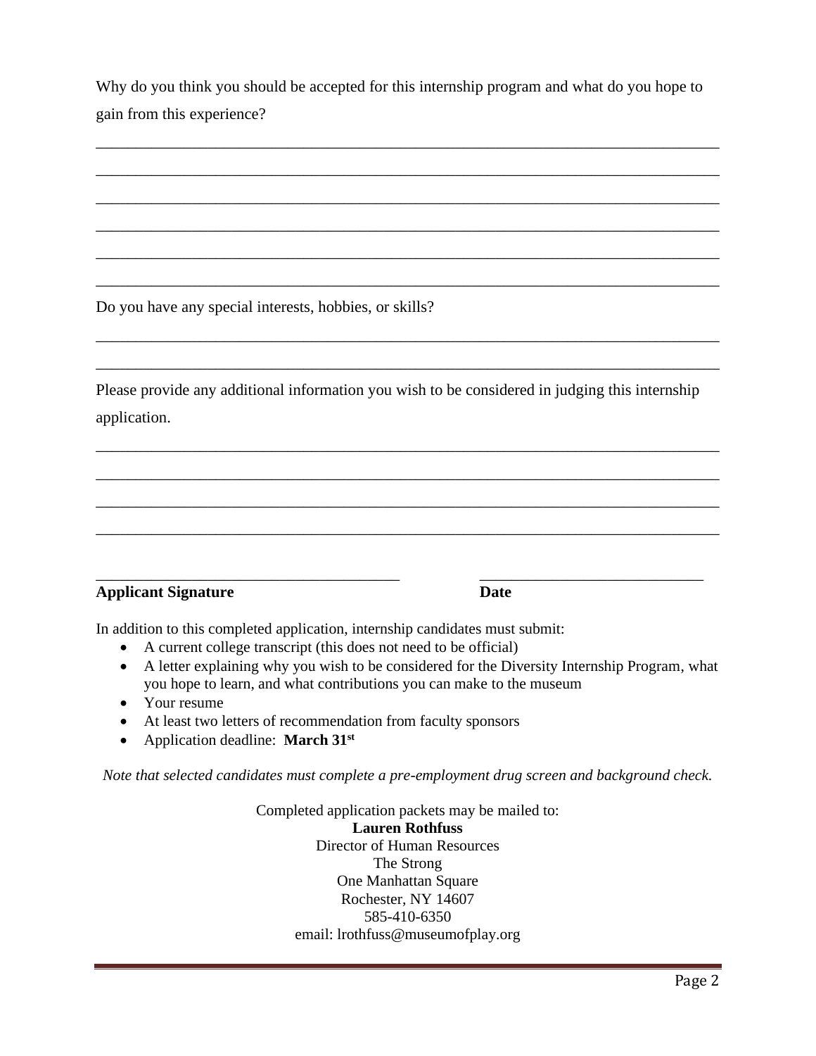Why do you think you should be accepted for this internship program and what do you hope to gain from this experience?

______________________________________________________________________________

______________________________________________________________________________

______________________________________________________________________________

______________________________________________________________________________

______________________________________________________________________________

______________________________________________________________________________

Do you have any special interests, hobbies, or skills?

______________________________________________________________________________

______________________________________________________________________________

Please provide any additional information you wish to be considered in judging this internship application.

______________________________________________________________________________

______________________________________________________________________________

______________________________________________________________________________

______________________________________________________________________________

_______________________________________ ____________________________

**Applicant Signature** **Date**

In addition to this completed application, internship candidates must submit:

- A current college transcript (this does not need to be official)
- A letter explaining why you wish to be considered for the Diversity Internship Program, what you hope to learn, and what contributions you can make to the museum
- Your resume
- At least two letters of recommendation from faculty sponsors
- Application deadline: **March 31st**

*Note that selected candidates must complete a pre-employment drug screen and background check.*

Completed application packets may be mailed to:
**Lauren Rothfuss**
Director of Human Resources
The Strong
One Manhattan Square
Rochester, NY 14607
585-410-6350
email: lrothfuss@museumofplay.org